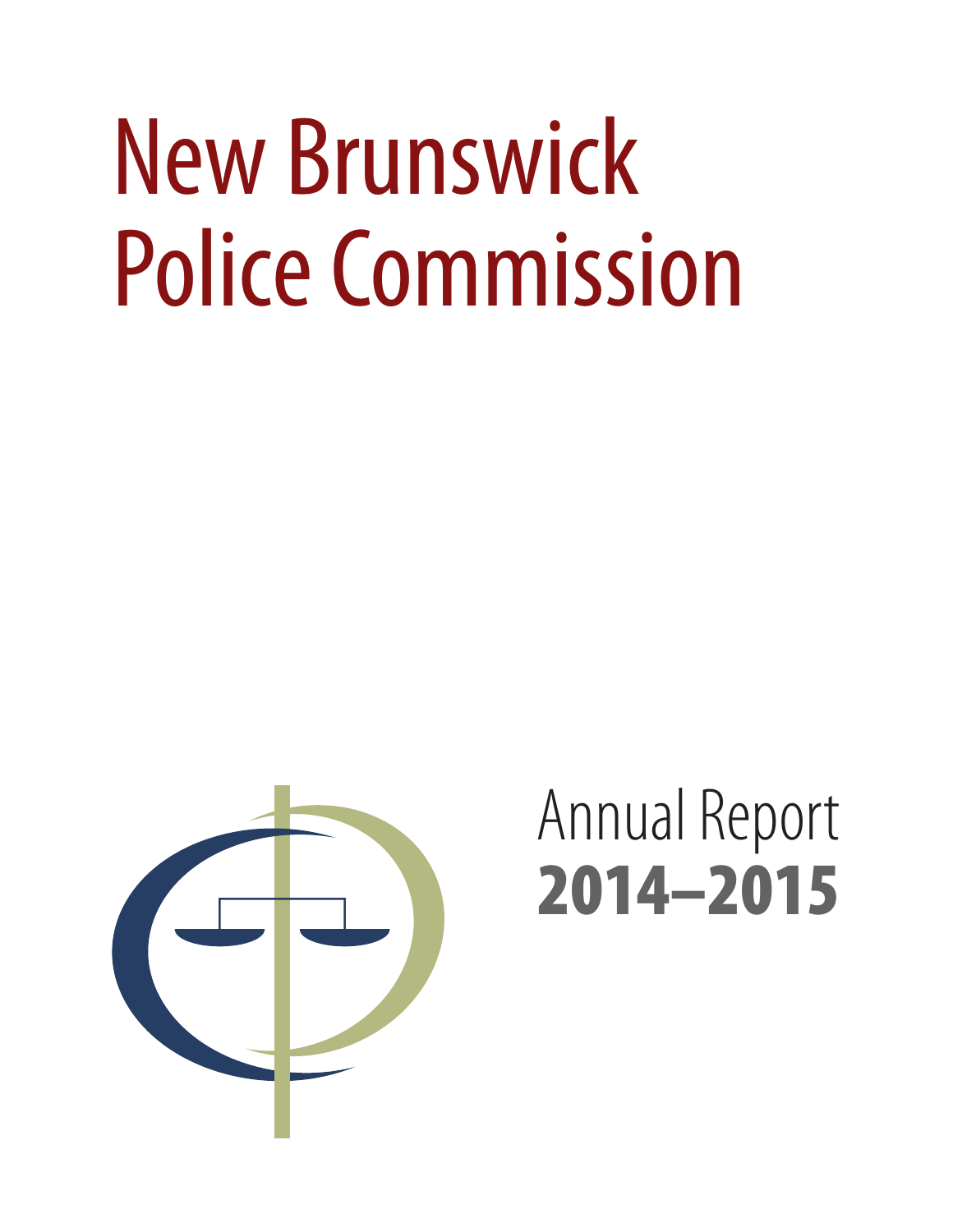# New Brunswick Police Commission

Annual Report

**2014–2015**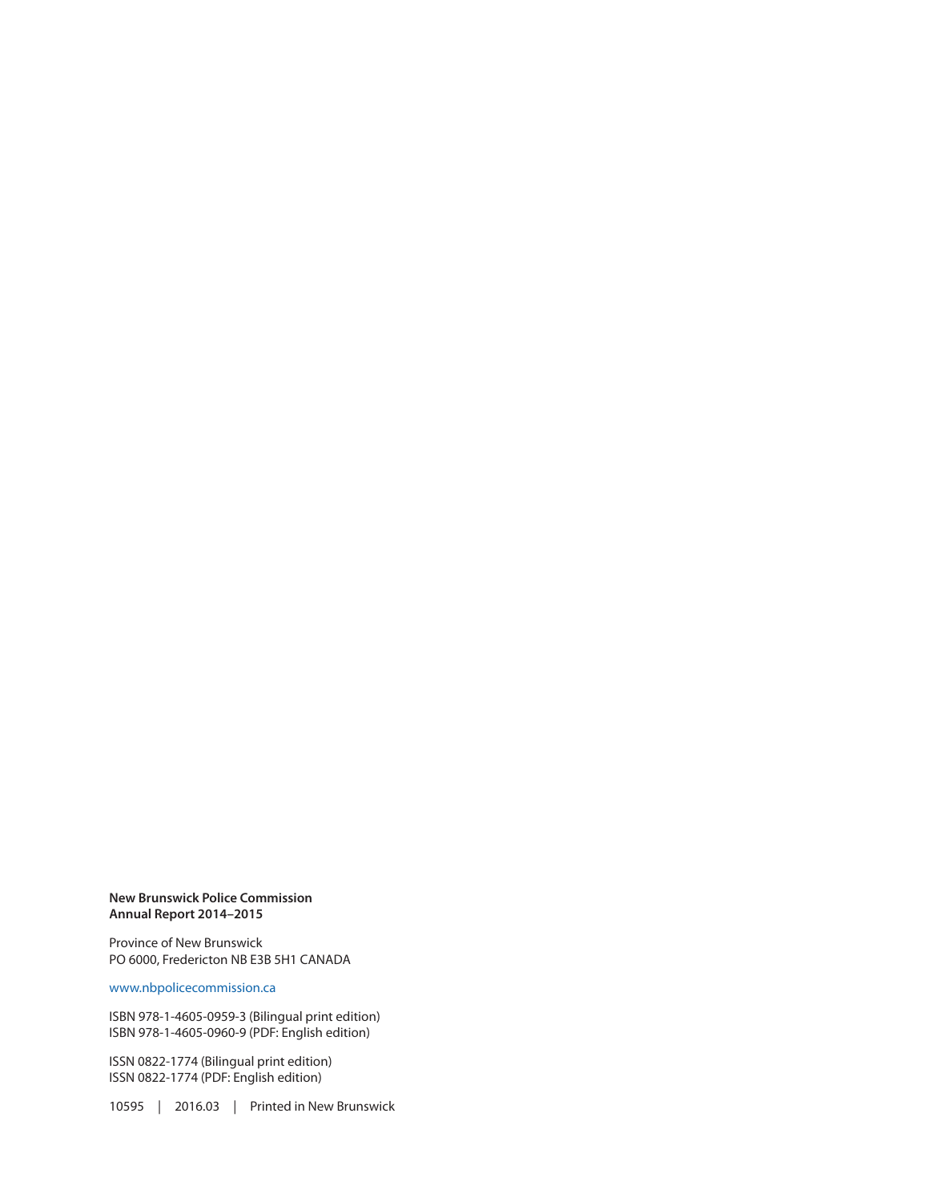**New Brunswick Police Commission**
**Annual Report 2014–2015**

Province of New Brunswick
PO 6000, Fredericton NB E3B 5H1 CANADA

www.nbpolicecommission.ca

ISBN 978-1-4605-0959-3 (Bilingual print edition)
ISBN 978-1-4605-0960-9 (PDF: English edition)

ISSN 0822-1774 (Bilingual print edition)
ISSN 0822-1774 (PDF: English edition)

10595 | 2016.03 | Printed in New Brunswick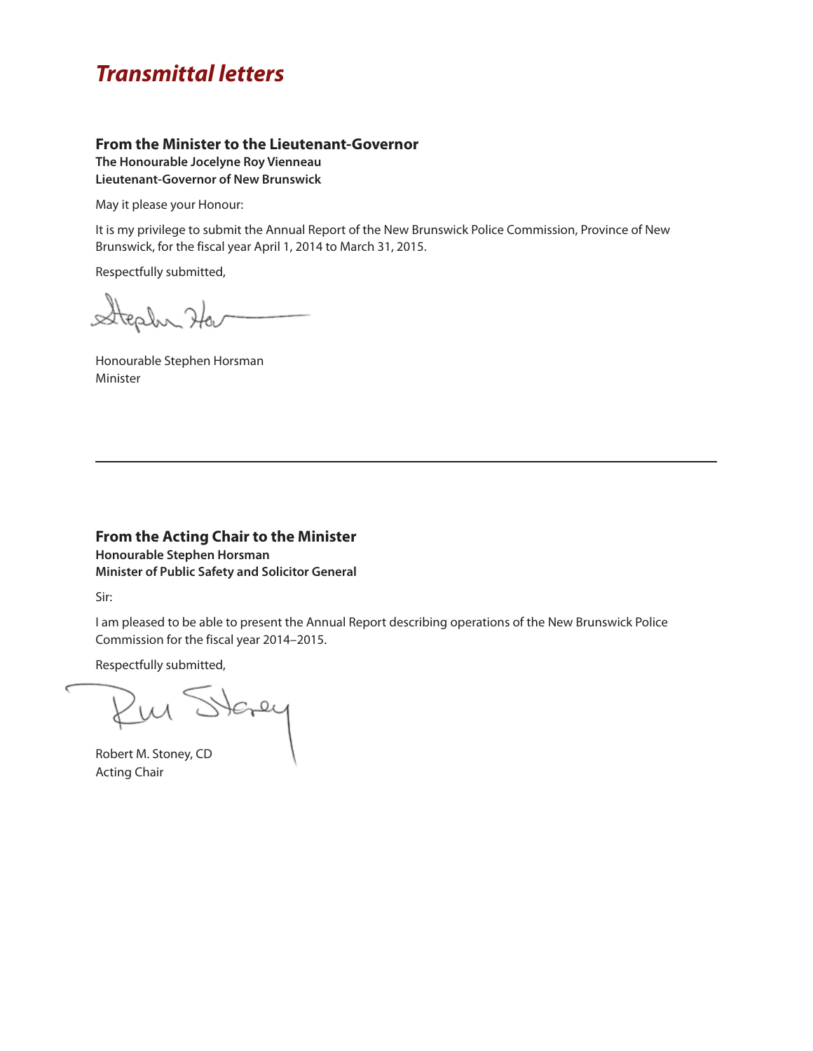# *Transmittal letters*

### From the Minister to the Lieutenant-Governor

**The Honourable Jocelyne Roy Vienneau**
**Lieutenant-Governor of New Brunswick**

May it please your Honour:

It is my privilege to submit the Annual Report of the New Brunswick Police Commission, Province of New Brunswick, for the fiscal year April 1, 2014 to March 31, 2015.

Respectfully submitted,

Honourable Stephen Horsman
Minister

---

### From the Acting Chair to the Minister

**Honourable Stephen Horsman**
**Minister of Public Safety and Solicitor General**

Sir:

I am pleased to be able to present the Annual Report describing operations of the New Brunswick Police Commission for the fiscal year 2014–2015.

Respectfully submitted,

Robert M. Stoney, CD
Acting Chair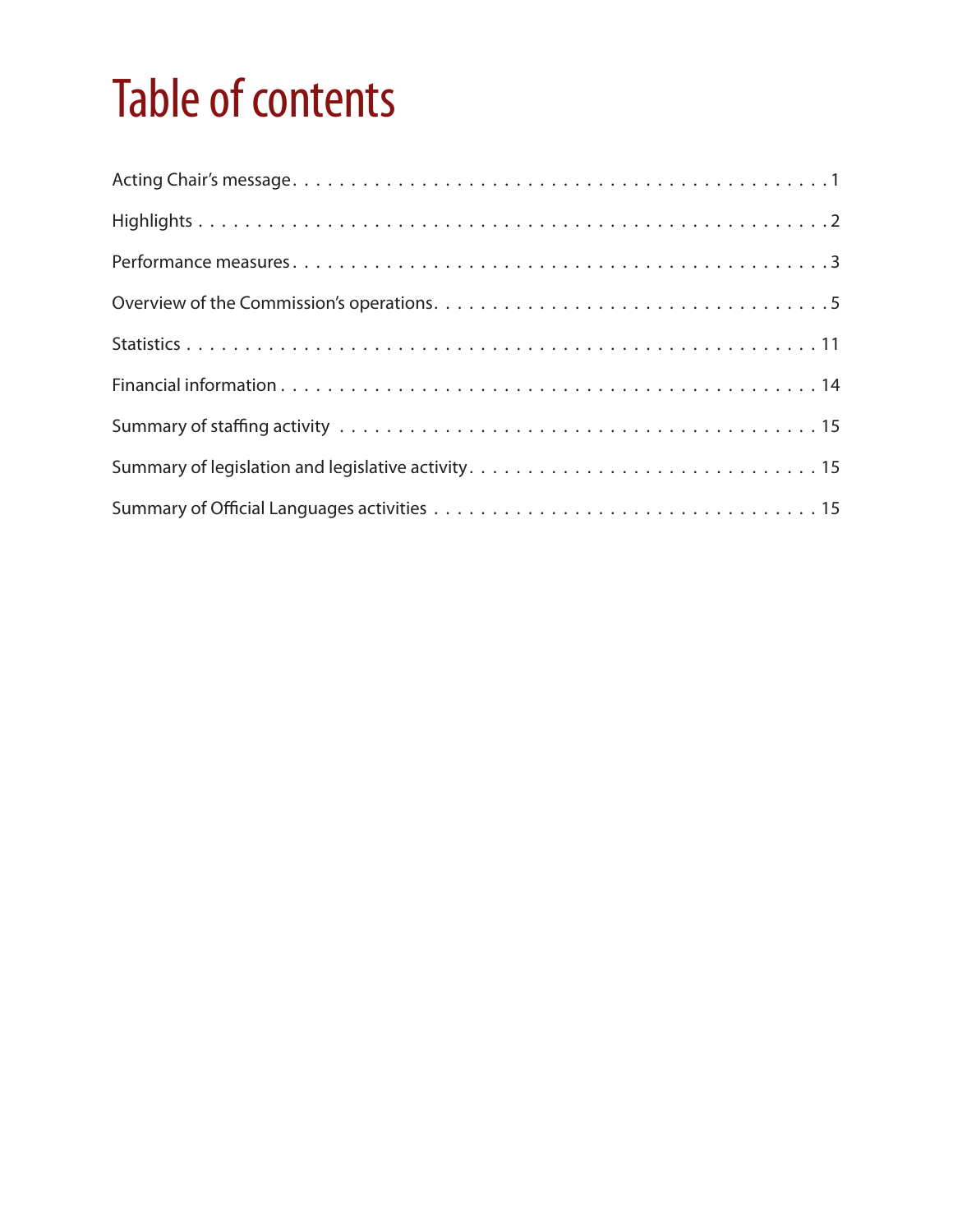# Table of contents

Acting Chair's message . . . . . . . . . . . . . . . . . . . . . . . . . . . . . . . . . . . . . . . . . . . . . 1

Highlights . . . . . . . . . . . . . . . . . . . . . . . . . . . . . . . . . . . . . . . . . . . . . . . . . . . . 2

Performance measures . . . . . . . . . . . . . . . . . . . . . . . . . . . . . . . . . . . . . . . . . . . . . 3

Overview of the Commission's operations . . . . . . . . . . . . . . . . . . . . . . . . . . . . . . . . . 5

Statistics . . . . . . . . . . . . . . . . . . . . . . . . . . . . . . . . . . . . . . . . . . . . . . . . . . . . 11

Financial information . . . . . . . . . . . . . . . . . . . . . . . . . . . . . . . . . . . . . . . . . . . . 14

Summary of staffing activity . . . . . . . . . . . . . . . . . . . . . . . . . . . . . . . . . . . . . . . . 15

Summary of legislation and legislative activity . . . . . . . . . . . . . . . . . . . . . . . . . . . . . 15

Summary of Official Languages activities . . . . . . . . . . . . . . . . . . . . . . . . . . . . . . . 15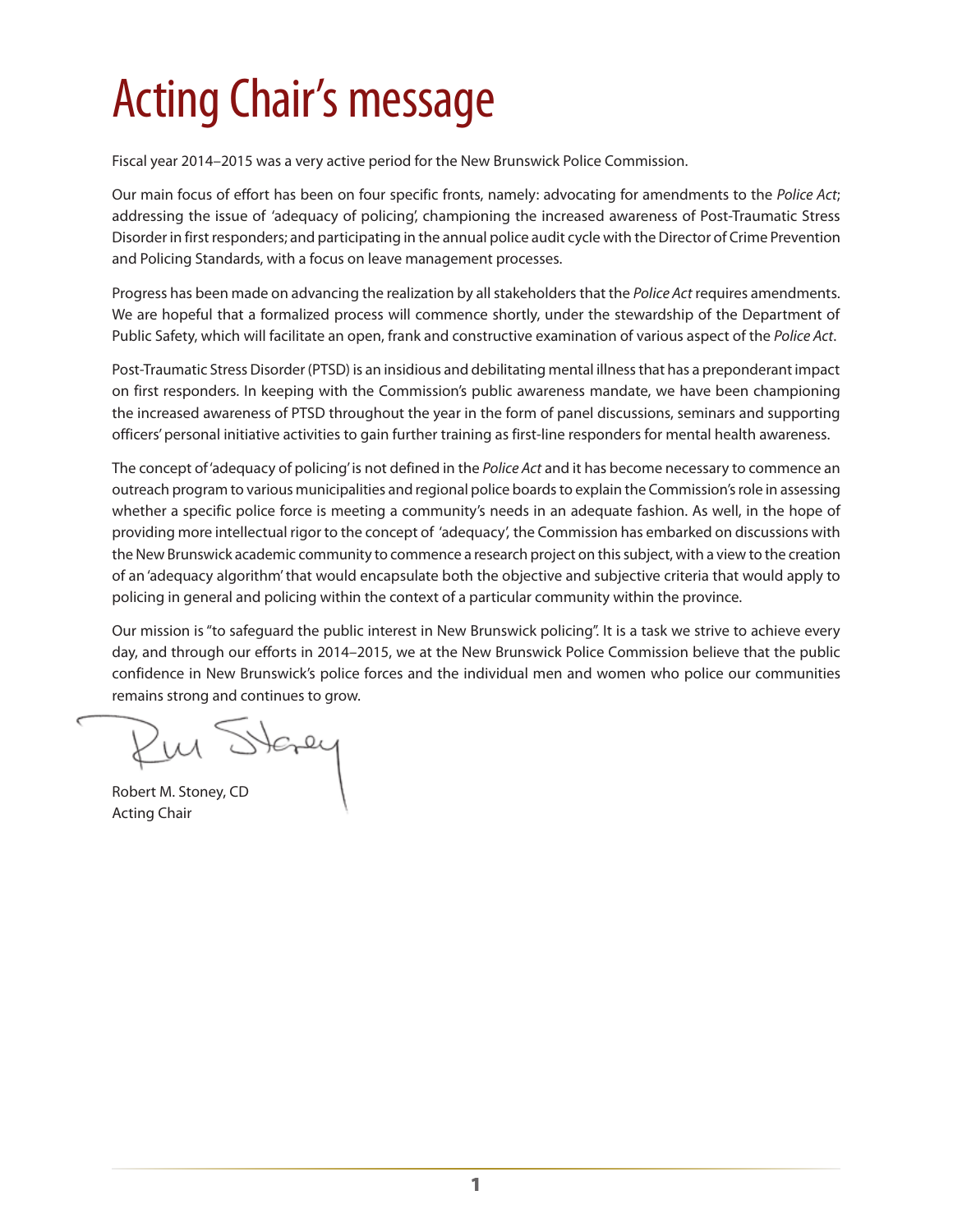# Acting Chair's message

Fiscal year 2014–2015 was a very active period for the New Brunswick Police Commission.

Our main focus of effort has been on four specific fronts, namely: advocating for amendments to the *Police Act*; addressing the issue of 'adequacy of policing', championing the increased awareness of Post-Traumatic Stress Disorder in first responders; and participating in the annual police audit cycle with the Director of Crime Prevention and Policing Standards, with a focus on leave management processes.

Progress has been made on advancing the realization by all stakeholders that the *Police Act* requires amendments. We are hopeful that a formalized process will commence shortly, under the stewardship of the Department of Public Safety, which will facilitate an open, frank and constructive examination of various aspect of the *Police Act*.

Post-Traumatic Stress Disorder (PTSD) is an insidious and debilitating mental illness that has a preponderant impact on first responders. In keeping with the Commission's public awareness mandate, we have been championing the increased awareness of PTSD throughout the year in the form of panel discussions, seminars and supporting officers' personal initiative activities to gain further training as first-line responders for mental health awareness.

The concept of 'adequacy of policing' is not defined in the *Police Act* and it has become necessary to commence an outreach program to various municipalities and regional police boards to explain the Commission's role in assessing whether a specific police force is meeting a community's needs in an adequate fashion. As well, in the hope of providing more intellectual rigor to the concept of 'adequacy', the Commission has embarked on discussions with the New Brunswick academic community to commence a research project on this subject, with a view to the creation of an 'adequacy algorithm' that would encapsulate both the objective and subjective criteria that would apply to policing in general and policing within the context of a particular community within the province.

Our mission is "to safeguard the public interest in New Brunswick policing". It is a task we strive to achieve every day, and through our efforts in 2014–2015, we at the New Brunswick Police Commission believe that the public confidence in New Brunswick's police forces and the individual men and women who police our communities remains strong and continues to grow.

Robert M. Stoney, CD
Acting Chair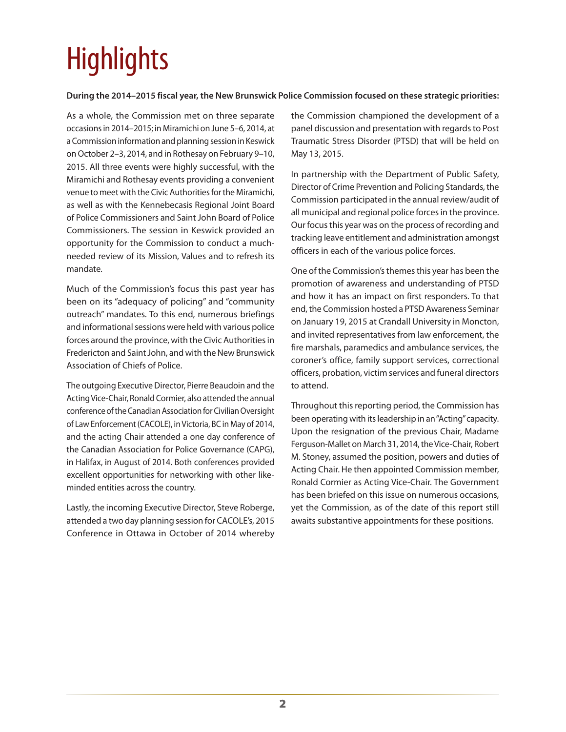# Highlights

**During the 2014–2015 fiscal year, the New Brunswick Police Commission focused on these strategic priorities:**

As a whole, the Commission met on three separate occasions in 2014–2015; in Miramichi on June 5–6, 2014, at a Commission information and planning session in Keswick on October 2–3, 2014, and in Rothesay on February 9–10, 2015. All three events were highly successful, with the Miramichi and Rothesay events providing a convenient venue to meet with the Civic Authorities for the Miramichi, as well as with the Kennebecasis Regional Joint Board of Police Commissioners and Saint John Board of Police Commissioners. The session in Keswick provided an opportunity for the Commission to conduct a much-needed review of its Mission, Values and to refresh its mandate.

Much of the Commission's focus this past year has been on its "adequacy of policing" and "community outreach" mandates. To this end, numerous briefings and informational sessions were held with various police forces around the province, with the Civic Authorities in Fredericton and Saint John, and with the New Brunswick Association of Chiefs of Police.

The outgoing Executive Director, Pierre Beaudoin and the Acting Vice-Chair, Ronald Cormier, also attended the annual conference of the Canadian Association for Civilian Oversight of Law Enforcement (CACOLE), in Victoria, BC in May of 2014, and the acting Chair attended a one day conference of the Canadian Association for Police Governance (CAPG), in Halifax, in August of 2014. Both conferences provided excellent opportunities for networking with other like-minded entities across the country.

Lastly, the incoming Executive Director, Steve Roberge, attended a two day planning session for CACOLE's, 2015 Conference in Ottawa in October of 2014 whereby the Commission championed the development of a panel discussion and presentation with regards to Post Traumatic Stress Disorder (PTSD) that will be held on May 13, 2015.

In partnership with the Department of Public Safety, Director of Crime Prevention and Policing Standards, the Commission participated in the annual review/audit of all municipal and regional police forces in the province. Our focus this year was on the process of recording and tracking leave entitlement and administration amongst officers in each of the various police forces.

One of the Commission's themes this year has been the promotion of awareness and understanding of PTSD and how it has an impact on first responders. To that end, the Commission hosted a PTSD Awareness Seminar on January 19, 2015 at Crandall University in Moncton, and invited representatives from law enforcement, the fire marshals, paramedics and ambulance services, the coroner's office, family support services, correctional officers, probation, victim services and funeral directors to attend.

Throughout this reporting period, the Commission has been operating with its leadership in an "Acting" capacity. Upon the resignation of the previous Chair, Madame Ferguson-Mallet on March 31, 2014, the Vice-Chair, Robert M. Stoney, assumed the position, powers and duties of Acting Chair. He then appointed Commission member, Ronald Cormier as Acting Vice-Chair. The Government has been briefed on this issue on numerous occasions, yet the Commission, as of the date of this report still awaits substantive appointments for these positions.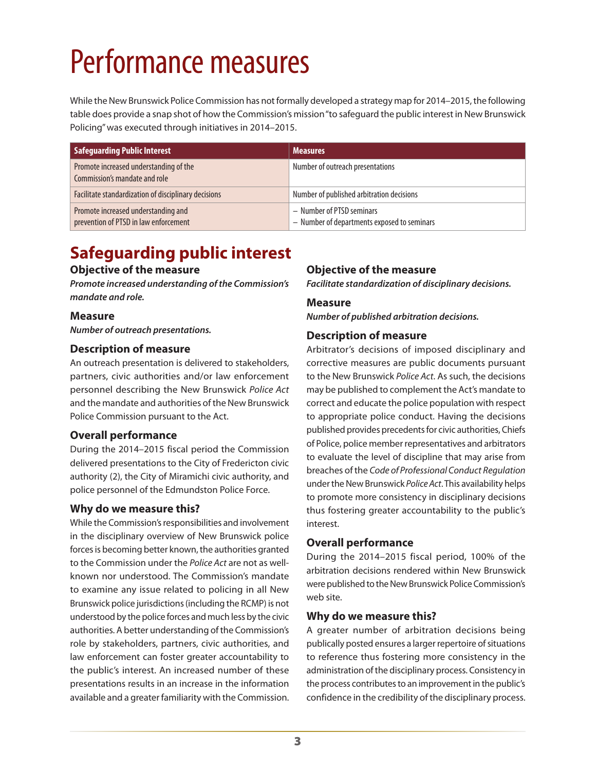# Performance measures

While the New Brunswick Police Commission has not formally developed a strategy map for 2014–2015, the following table does provide a snap shot of how the Commission's mission "to safeguard the public interest in New Brunswick Policing" was executed through initiatives in 2014–2015.

| Safeguarding Public Interest | Measures |
|---|---|
| Promote increased understanding of the Commission's mandate and role | Number of outreach presentations |
| Facilitate standardization of disciplinary decisions | Number of published arbitration decisions |
| Promote increased understanding and prevention of PTSD in law enforcement | – Number of PTSD seminars<br>– Number of departments exposed to seminars |

## Safeguarding public interest

### Objective of the measure

***Promote increased understanding of the Commission's mandate and role.***

### Measure

***Number of outreach presentations.***

### Description of measure

An outreach presentation is delivered to stakeholders, partners, civic authorities and/or law enforcement personnel describing the New Brunswick *Police Act* and the mandate and authorities of the New Brunswick Police Commission pursuant to the Act.

### Overall performance

During the 2014–2015 fiscal period the Commission delivered presentations to the City of Fredericton civic authority (2), the City of Miramichi civic authority, and police personnel of the Edmundston Police Force.

### Why do we measure this?

While the Commission's responsibilities and involvement in the disciplinary overview of New Brunswick police forces is becoming better known, the authorities granted to the Commission under the *Police Act* are not as well-known nor understood. The Commission's mandate to examine any issue related to policing in all New Brunswick police jurisdictions (including the RCMP) is not understood by the police forces and much less by the civic authorities. A better understanding of the Commission's role by stakeholders, partners, civic authorities, and law enforcement can foster greater accountability to the public's interest. An increased number of these presentations results in an increase in the information available and a greater familiarity with the Commission.

### Objective of the measure

***Facilitate standardization of disciplinary decisions.***

### Measure

***Number of published arbitration decisions.***

### Description of measure

Arbitrator's decisions of imposed disciplinary and corrective measures are public documents pursuant to the New Brunswick *Police Act*. As such, the decisions may be published to complement the Act's mandate to correct and educate the police population with respect to appropriate police conduct. Having the decisions published provides precedents for civic authorities, Chiefs of Police, police member representatives and arbitrators to evaluate the level of discipline that may arise from breaches of the *Code of Professional Conduct Regulation* under the New Brunswick *Police Act*. This availability helps to promote more consistency in disciplinary decisions thus fostering greater accountability to the public's interest.

### Overall performance

During the 2014–2015 fiscal period, 100% of the arbitration decisions rendered within New Brunswick were published to the New Brunswick Police Commission's web site.

### Why do we measure this?

A greater number of arbitration decisions being publically posted ensures a larger repertoire of situations to reference thus fostering more consistency in the administration of the disciplinary process. Consistency in the process contributes to an improvement in the public's confidence in the credibility of the disciplinary process.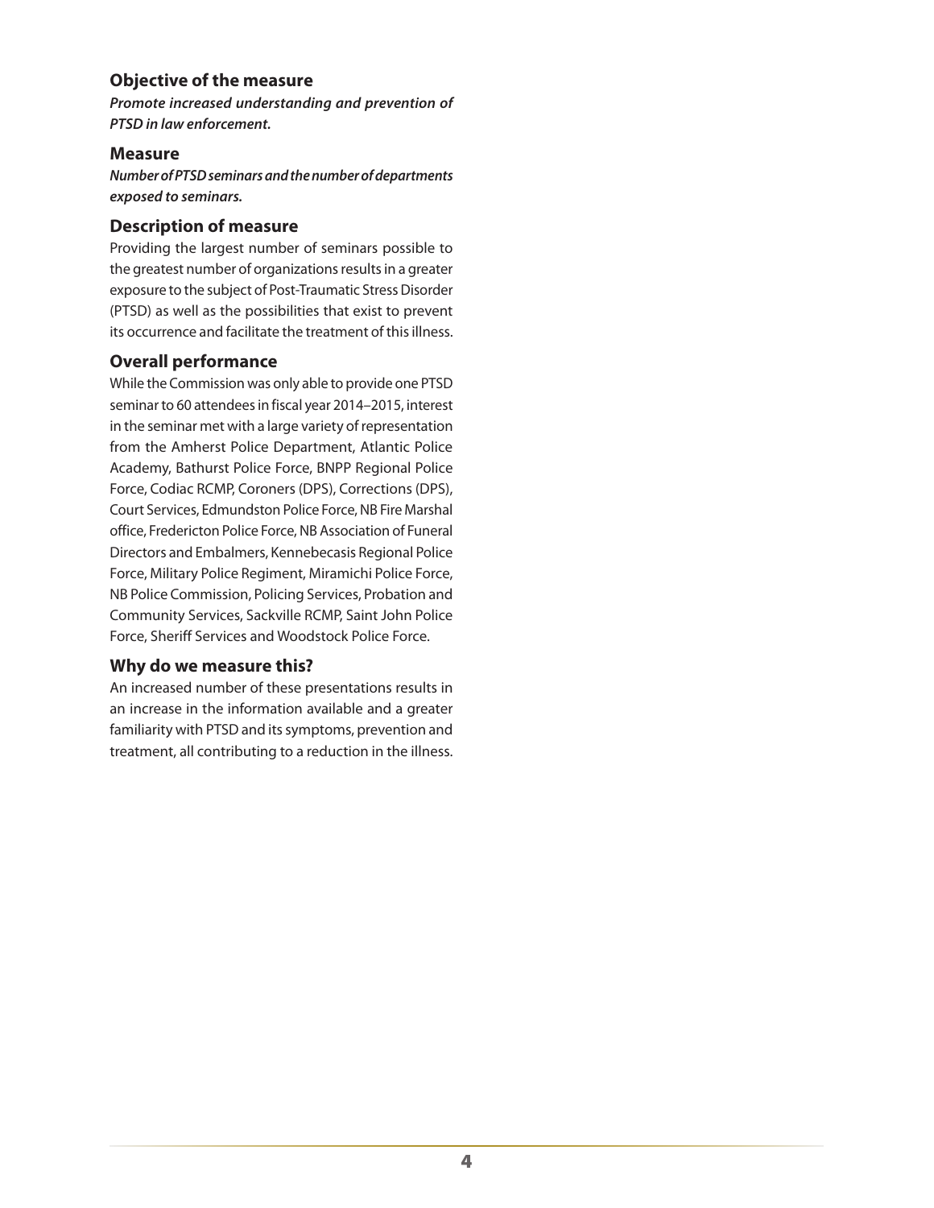### Objective of the measure

***Promote increased understanding and prevention of PTSD in law enforcement.***

### Measure

***Number of PTSD seminars and the number of departments exposed to seminars.***

### Description of measure

Providing the largest number of seminars possible to the greatest number of organizations results in a greater exposure to the subject of Post-Traumatic Stress Disorder (PTSD) as well as the possibilities that exist to prevent its occurrence and facilitate the treatment of this illness.

### Overall performance

While the Commission was only able to provide one PTSD seminar to 60 attendees in fiscal year 2014–2015, interest in the seminar met with a large variety of representation from the Amherst Police Department, Atlantic Police Academy, Bathurst Police Force, BNPP Regional Police Force, Codiac RCMP, Coroners (DPS), Corrections (DPS), Court Services, Edmundston Police Force, NB Fire Marshal office, Fredericton Police Force, NB Association of Funeral Directors and Embalmers, Kennebecasis Regional Police Force, Military Police Regiment, Miramichi Police Force, NB Police Commission, Policing Services, Probation and Community Services, Sackville RCMP, Saint John Police Force, Sheriff Services and Woodstock Police Force.

### Why do we measure this?

An increased number of these presentations results in an increase in the information available and a greater familiarity with PTSD and its symptoms, prevention and treatment, all contributing to a reduction in the illness.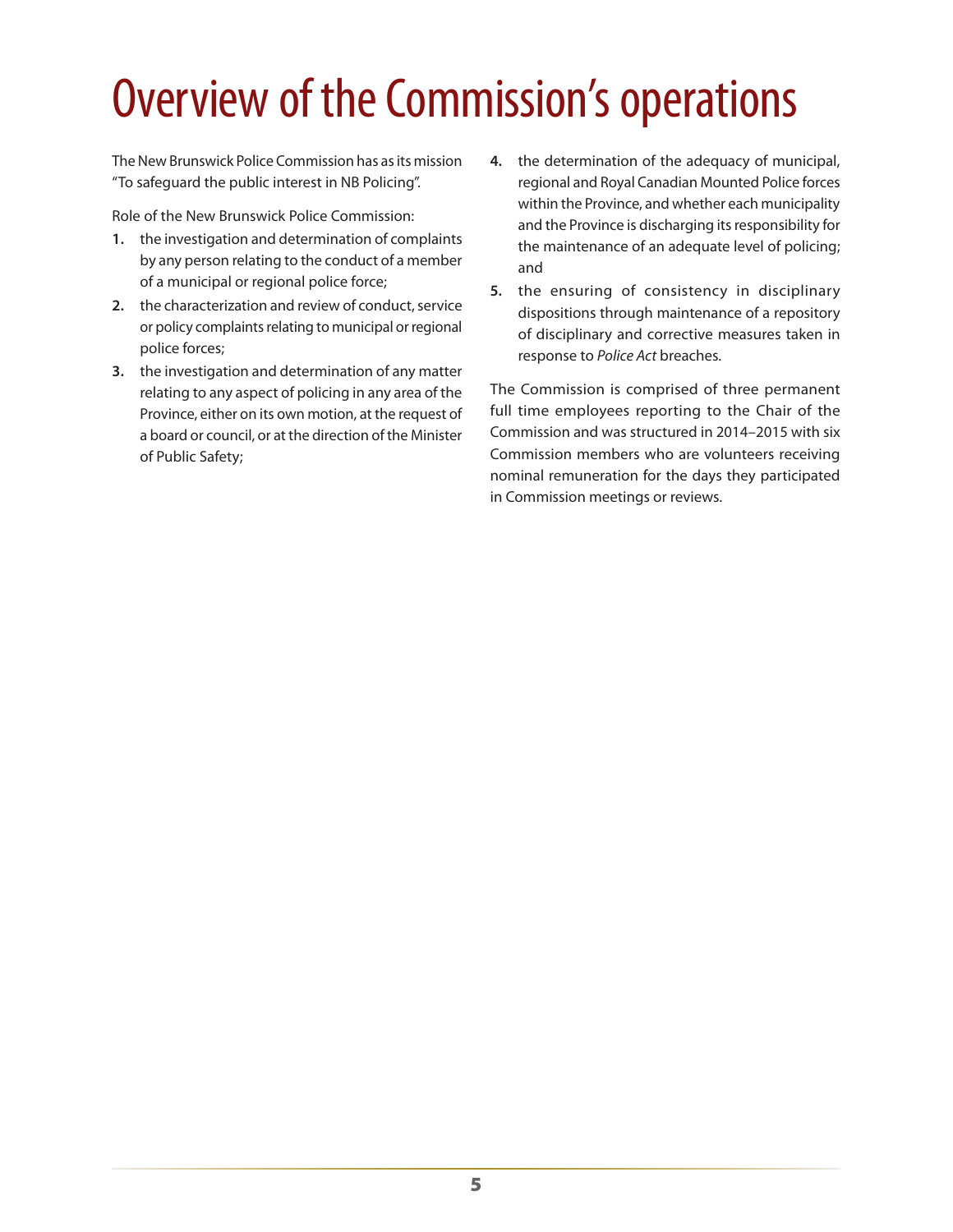# Overview of the Commission's operations

The New Brunswick Police Commission has as its mission "To safeguard the public interest in NB Policing".

Role of the New Brunswick Police Commission:

1. the investigation and determination of complaints by any person relating to the conduct of a member of a municipal or regional police force;
2. the characterization and review of conduct, service or policy complaints relating to municipal or regional police forces;
3. the investigation and determination of any matter relating to any aspect of policing in any area of the Province, either on its own motion, at the request of a board or council, or at the direction of the Minister of Public Safety;
4. the determination of the adequacy of municipal, regional and Royal Canadian Mounted Police forces within the Province, and whether each municipality and the Province is discharging its responsibility for the maintenance of an adequate level of policing; and
5. the ensuring of consistency in disciplinary dispositions through maintenance of a repository of disciplinary and corrective measures taken in response to *Police Act* breaches.

The Commission is comprised of three permanent full time employees reporting to the Chair of the Commission and was structured in 2014–2015 with six Commission members who are volunteers receiving nominal remuneration for the days they participated in Commission meetings or reviews.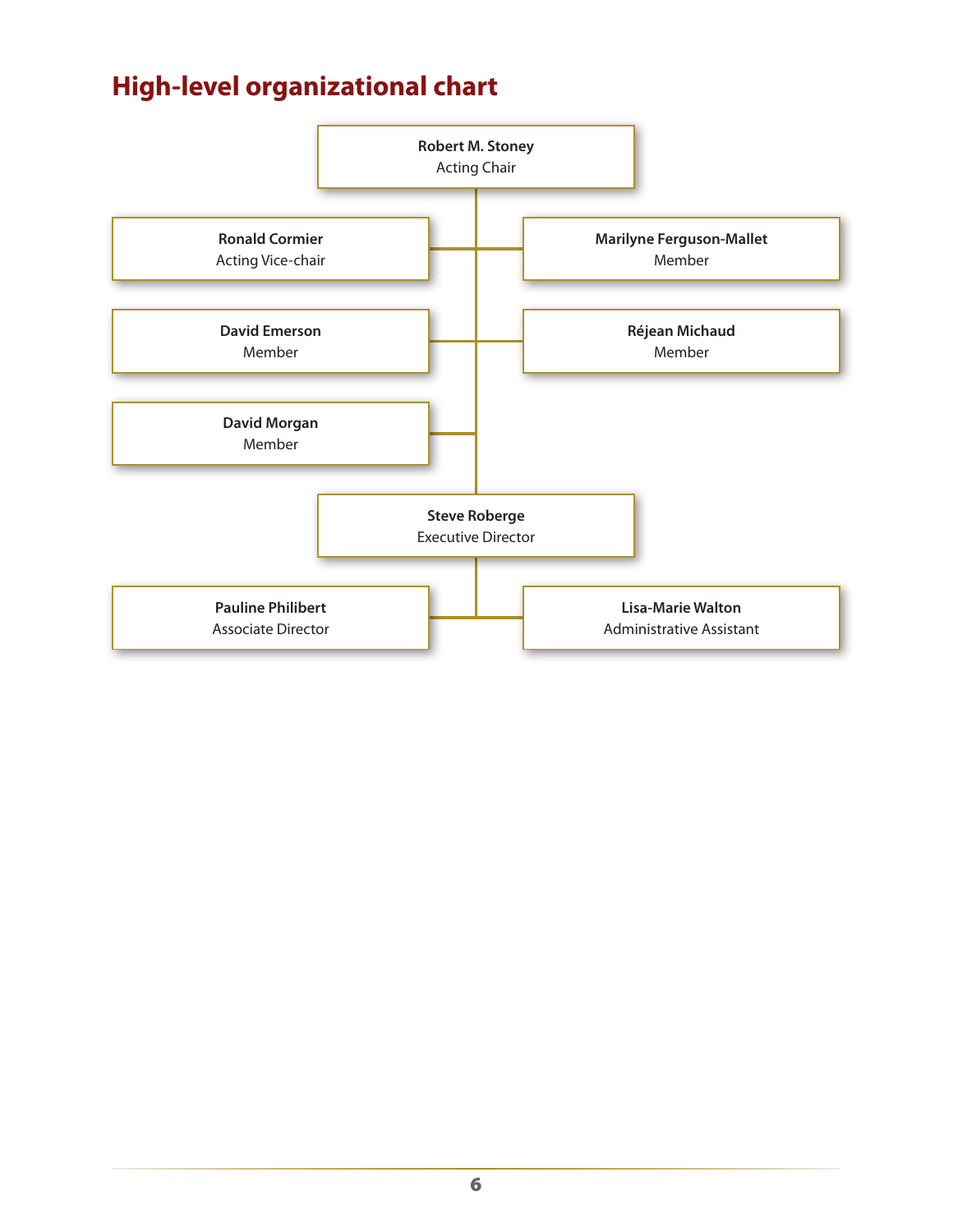## High-level organizational chart

**Robert M. Stoney**
Acting Chair

**Ronald Cormier**
Acting Vice-chair

**Marilyne Ferguson-Mallet**
Member

**David Emerson**
Member

**Réjean Michaud**
Member

**David Morgan**
Member

**Steve Roberge**
Executive Director

**Pauline Philibert**
Associate Director

**Lisa-Marie Walton**
Administrative Assistant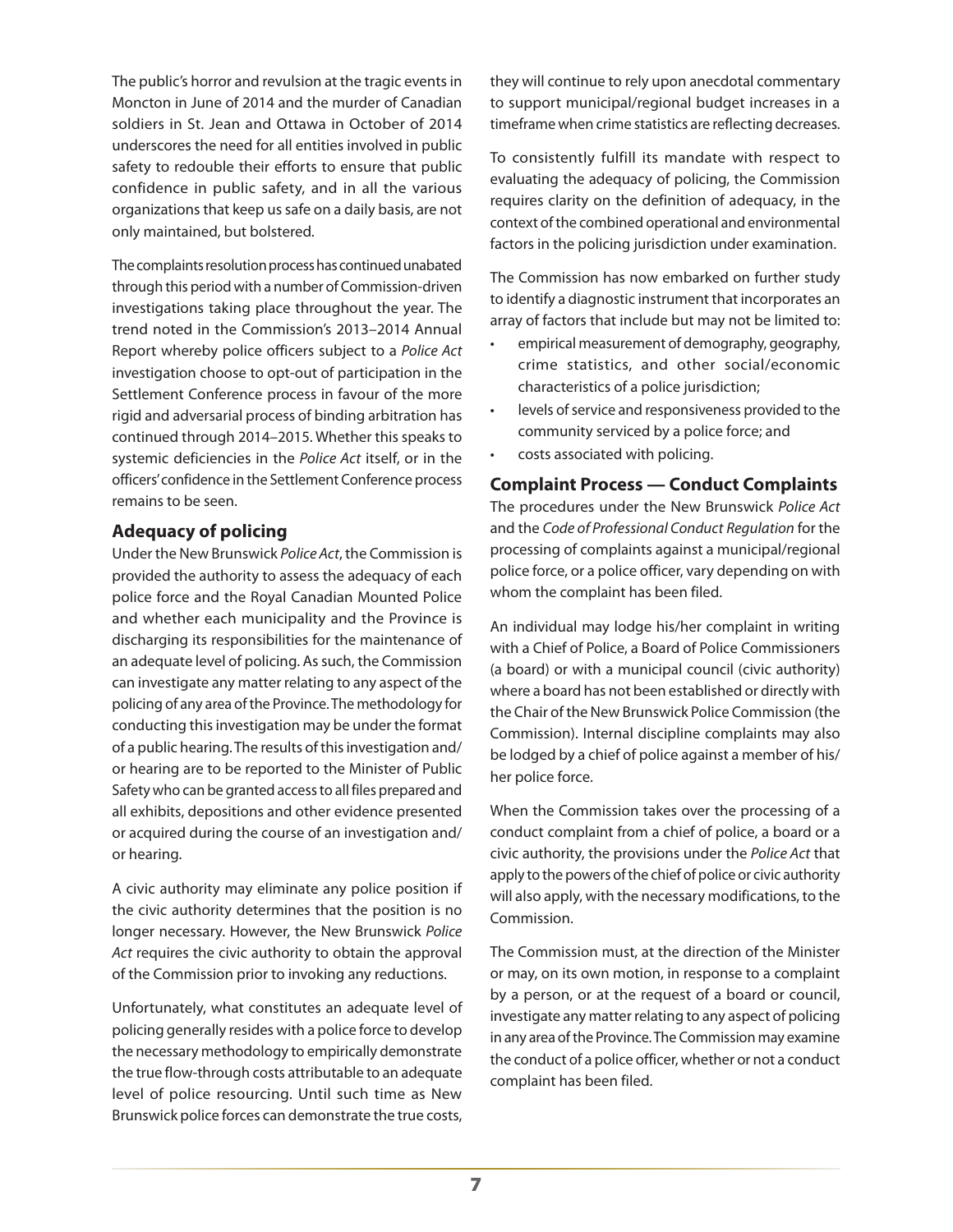The public's horror and revulsion at the tragic events in Moncton in June of 2014 and the murder of Canadian soldiers in St. Jean and Ottawa in October of 2014 underscores the need for all entities involved in public safety to redouble their efforts to ensure that public confidence in public safety, and in all the various organizations that keep us safe on a daily basis, are not only maintained, but bolstered.

The complaints resolution process has continued unabated through this period with a number of Commission-driven investigations taking place throughout the year. The trend noted in the Commission's 2013–2014 Annual Report whereby police officers subject to a *Police Act* investigation choose to opt-out of participation in the Settlement Conference process in favour of the more rigid and adversarial process of binding arbitration has continued through 2014–2015. Whether this speaks to systemic deficiencies in the *Police Act* itself, or in the officers' confidence in the Settlement Conference process remains to be seen.

## Adequacy of policing

Under the New Brunswick *Police Act*, the Commission is provided the authority to assess the adequacy of each police force and the Royal Canadian Mounted Police and whether each municipality and the Province is discharging its responsibilities for the maintenance of an adequate level of policing. As such, the Commission can investigate any matter relating to any aspect of the policing of any area of the Province. The methodology for conducting this investigation may be under the format of a public hearing. The results of this investigation and/or hearing are to be reported to the Minister of Public Safety who can be granted access to all files prepared and all exhibits, depositions and other evidence presented or acquired during the course of an investigation and/or hearing.

A civic authority may eliminate any police position if the civic authority determines that the position is no longer necessary. However, the New Brunswick *Police Act* requires the civic authority to obtain the approval of the Commission prior to invoking any reductions.

Unfortunately, what constitutes an adequate level of policing generally resides with a police force to develop the necessary methodology to empirically demonstrate the true flow-through costs attributable to an adequate level of police resourcing. Until such time as New Brunswick police forces can demonstrate the true costs, they will continue to rely upon anecdotal commentary to support municipal/regional budget increases in a timeframe when crime statistics are reflecting decreases.

To consistently fulfill its mandate with respect to evaluating the adequacy of policing, the Commission requires clarity on the definition of adequacy, in the context of the combined operational and environmental factors in the policing jurisdiction under examination.

The Commission has now embarked on further study to identify a diagnostic instrument that incorporates an array of factors that include but may not be limited to:

- empirical measurement of demography, geography, crime statistics, and other social/economic characteristics of a police jurisdiction;
- levels of service and responsiveness provided to the community serviced by a police force; and
- costs associated with policing.

## Complaint Process — Conduct Complaints

The procedures under the New Brunswick *Police Act* and the *Code of Professional Conduct Regulation* for the processing of complaints against a municipal/regional police force, or a police officer, vary depending on with whom the complaint has been filed.

An individual may lodge his/her complaint in writing with a Chief of Police, a Board of Police Commissioners (a board) or with a municipal council (civic authority) where a board has not been established or directly with the Chair of the New Brunswick Police Commission (the Commission). Internal discipline complaints may also be lodged by a chief of police against a member of his/her police force.

When the Commission takes over the processing of a conduct complaint from a chief of police, a board or a civic authority, the provisions under the *Police Act* that apply to the powers of the chief of police or civic authority will also apply, with the necessary modifications, to the Commission.

The Commission must, at the direction of the Minister or may, on its own motion, in response to a complaint by a person, or at the request of a board or council, investigate any matter relating to any aspect of policing in any area of the Province. The Commission may examine the conduct of a police officer, whether or not a conduct complaint has been filed.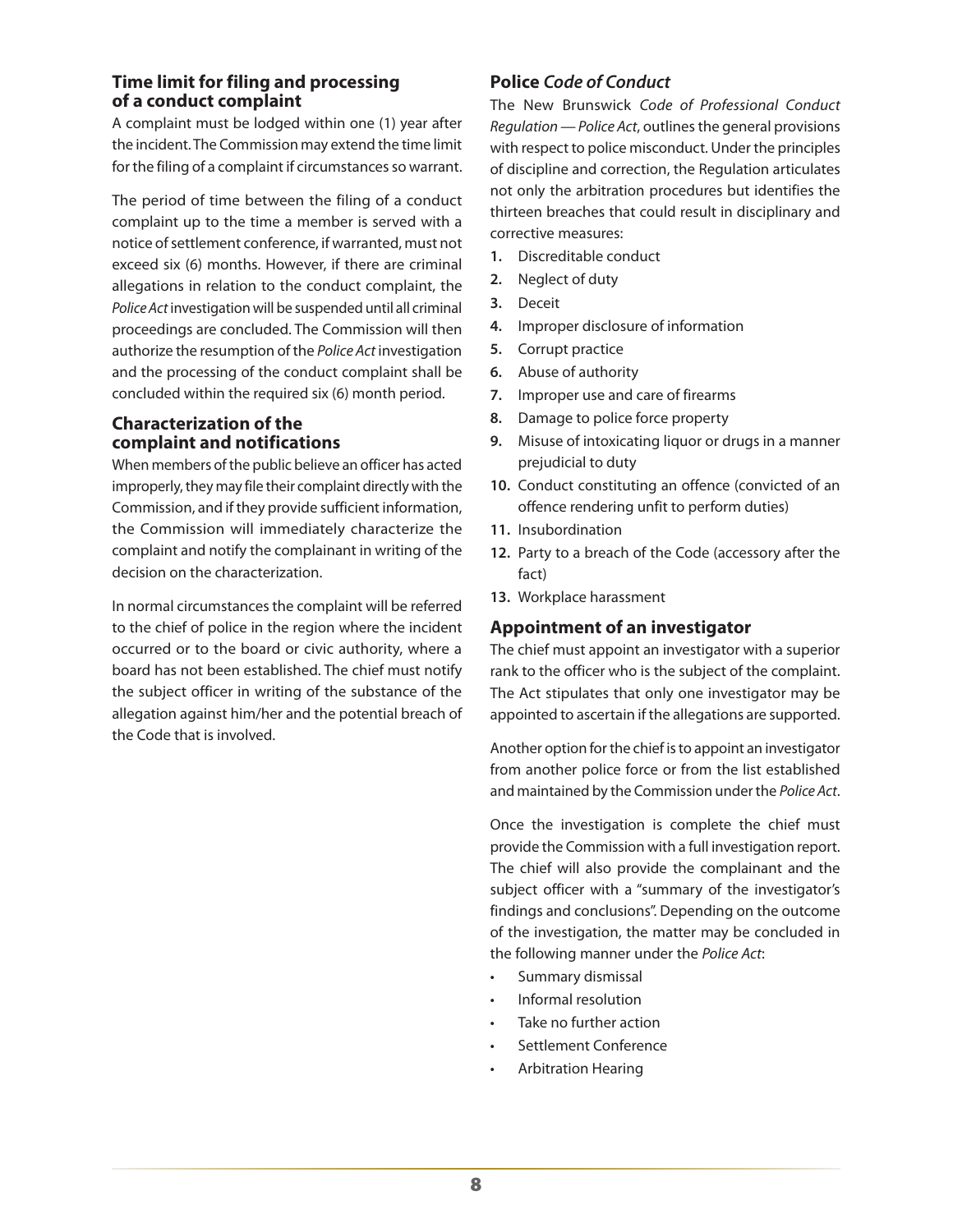## Time limit for filing and processing of a conduct complaint

A complaint must be lodged within one (1) year after the incident. The Commission may extend the time limit for the filing of a complaint if circumstances so warrant.

The period of time between the filing of a conduct complaint up to the time a member is served with a notice of settlement conference, if warranted, must not exceed six (6) months. However, if there are criminal allegations in relation to the conduct complaint, the *Police Act* investigation will be suspended until all criminal proceedings are concluded. The Commission will then authorize the resumption of the *Police Act* investigation and the processing of the conduct complaint shall be concluded within the required six (6) month period.

## Characterization of the complaint and notifications

When members of the public believe an officer has acted improperly, they may file their complaint directly with the Commission, and if they provide sufficient information, the Commission will immediately characterize the complaint and notify the complainant in writing of the decision on the characterization.

In normal circumstances the complaint will be referred to the chief of police in the region where the incident occurred or to the board or civic authority, where a board has not been established. The chief must notify the subject officer in writing of the substance of the allegation against him/her and the potential breach of the Code that is involved.

## Police *Code of Conduct*

The New Brunswick *Code of Professional Conduct Regulation — Police Act*, outlines the general provisions with respect to police misconduct. Under the principles of discipline and correction, the Regulation articulates not only the arbitration procedures but identifies the thirteen breaches that could result in disciplinary and corrective measures:

1. Discreditable conduct
2. Neglect of duty
3. Deceit
4. Improper disclosure of information
5. Corrupt practice
6. Abuse of authority
7. Improper use and care of firearms
8. Damage to police force property
9. Misuse of intoxicating liquor or drugs in a manner prejudicial to duty
10. Conduct constituting an offence (convicted of an offence rendering unfit to perform duties)
11. Insubordination
12. Party to a breach of the Code (accessory after the fact)
13. Workplace harassment

## Appointment of an investigator

The chief must appoint an investigator with a superior rank to the officer who is the subject of the complaint. The Act stipulates that only one investigator may be appointed to ascertain if the allegations are supported.

Another option for the chief is to appoint an investigator from another police force or from the list established and maintained by the Commission under the *Police Act*.

Once the investigation is complete the chief must provide the Commission with a full investigation report. The chief will also provide the complainant and the subject officer with a "summary of the investigator's findings and conclusions". Depending on the outcome of the investigation, the matter may be concluded in the following manner under the *Police Act*:

- Summary dismissal
- Informal resolution
- Take no further action
- Settlement Conference
- Arbitration Hearing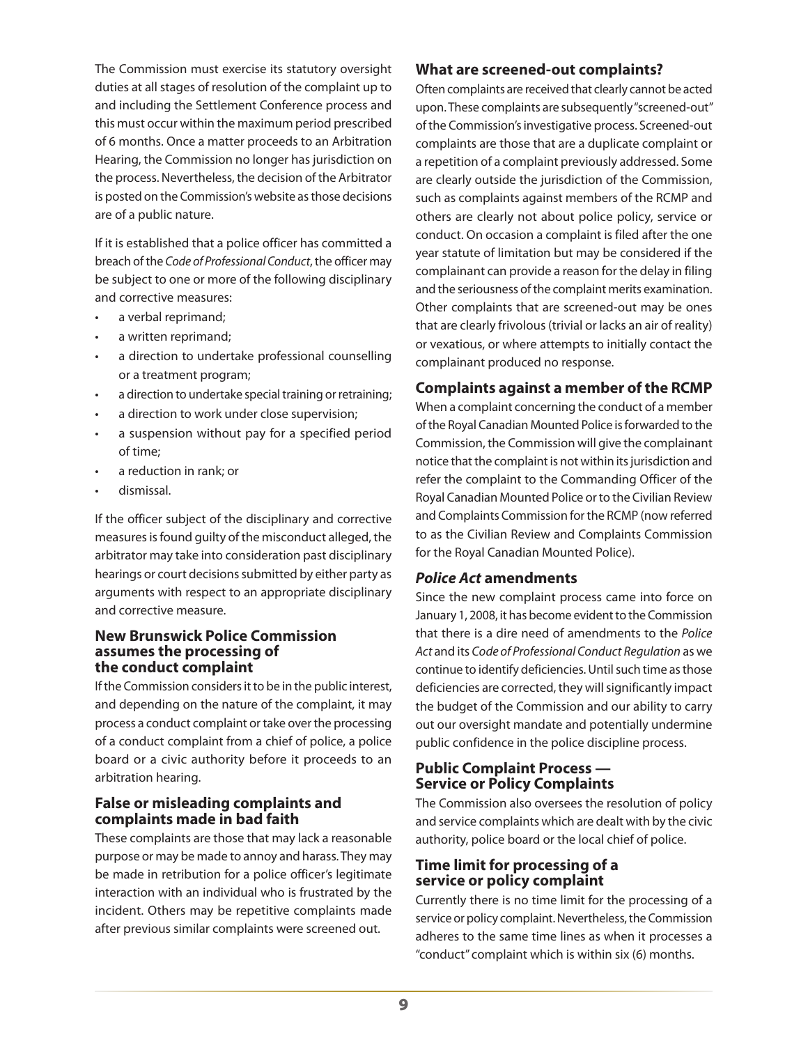The Commission must exercise its statutory oversight duties at all stages of resolution of the complaint up to and including the Settlement Conference process and this must occur within the maximum period prescribed of 6 months. Once a matter proceeds to an Arbitration Hearing, the Commission no longer has jurisdiction on the process. Nevertheless, the decision of the Arbitrator is posted on the Commission's website as those decisions are of a public nature.

If it is established that a police officer has committed a breach of the *Code of Professional Conduct*, the officer may be subject to one or more of the following disciplinary and corrective measures:

- a verbal reprimand;
- a written reprimand;
- a direction to undertake professional counselling or a treatment program;
- a direction to undertake special training or retraining;
- a direction to work under close supervision;
- a suspension without pay for a specified period of time;
- a reduction in rank; or
- dismissal.

If the officer subject of the disciplinary and corrective measures is found guilty of the misconduct alleged, the arbitrator may take into consideration past disciplinary hearings or court decisions submitted by either party as arguments with respect to an appropriate disciplinary and corrective measure.

### New Brunswick Police Commission assumes the processing of the conduct complaint

If the Commission considers it to be in the public interest, and depending on the nature of the complaint, it may process a conduct complaint or take over the processing of a conduct complaint from a chief of police, a police board or a civic authority before it proceeds to an arbitration hearing.

### False or misleading complaints and complaints made in bad faith

These complaints are those that may lack a reasonable purpose or may be made to annoy and harass. They may be made in retribution for a police officer's legitimate interaction with an individual who is frustrated by the incident. Others may be repetitive complaints made after previous similar complaints were screened out.

### What are screened-out complaints?

Often complaints are received that clearly cannot be acted upon. These complaints are subsequently "screened-out" of the Commission's investigative process. Screened-out complaints are those that are a duplicate complaint or a repetition of a complaint previously addressed. Some are clearly outside the jurisdiction of the Commission, such as complaints against members of the RCMP and others are clearly not about police policy, service or conduct. On occasion a complaint is filed after the one year statute of limitation but may be considered if the complainant can provide a reason for the delay in filing and the seriousness of the complaint merits examination. Other complaints that are screened-out may be ones that are clearly frivolous (trivial or lacks an air of reality) or vexatious, or where attempts to initially contact the complainant produced no response.

### Complaints against a member of the RCMP

When a complaint concerning the conduct of a member of the Royal Canadian Mounted Police is forwarded to the Commission, the Commission will give the complainant notice that the complaint is not within its jurisdiction and refer the complaint to the Commanding Officer of the Royal Canadian Mounted Police or to the Civilian Review and Complaints Commission for the RCMP (now referred to as the Civilian Review and Complaints Commission for the Royal Canadian Mounted Police).

### *Police Act* amendments

Since the new complaint process came into force on January 1, 2008, it has become evident to the Commission that there is a dire need of amendments to the *Police Act* and its *Code of Professional Conduct Regulation* as we continue to identify deficiencies. Until such time as those deficiencies are corrected, they will significantly impact the budget of the Commission and our ability to carry out our oversight mandate and potentially undermine public confidence in the police discipline process.

### Public Complaint Process — Service or Policy Complaints

The Commission also oversees the resolution of policy and service complaints which are dealt with by the civic authority, police board or the local chief of police.

### Time limit for processing of a service or policy complaint

Currently there is no time limit for the processing of a service or policy complaint. Nevertheless, the Commission adheres to the same time lines as when it processes a "conduct" complaint which is within six (6) months.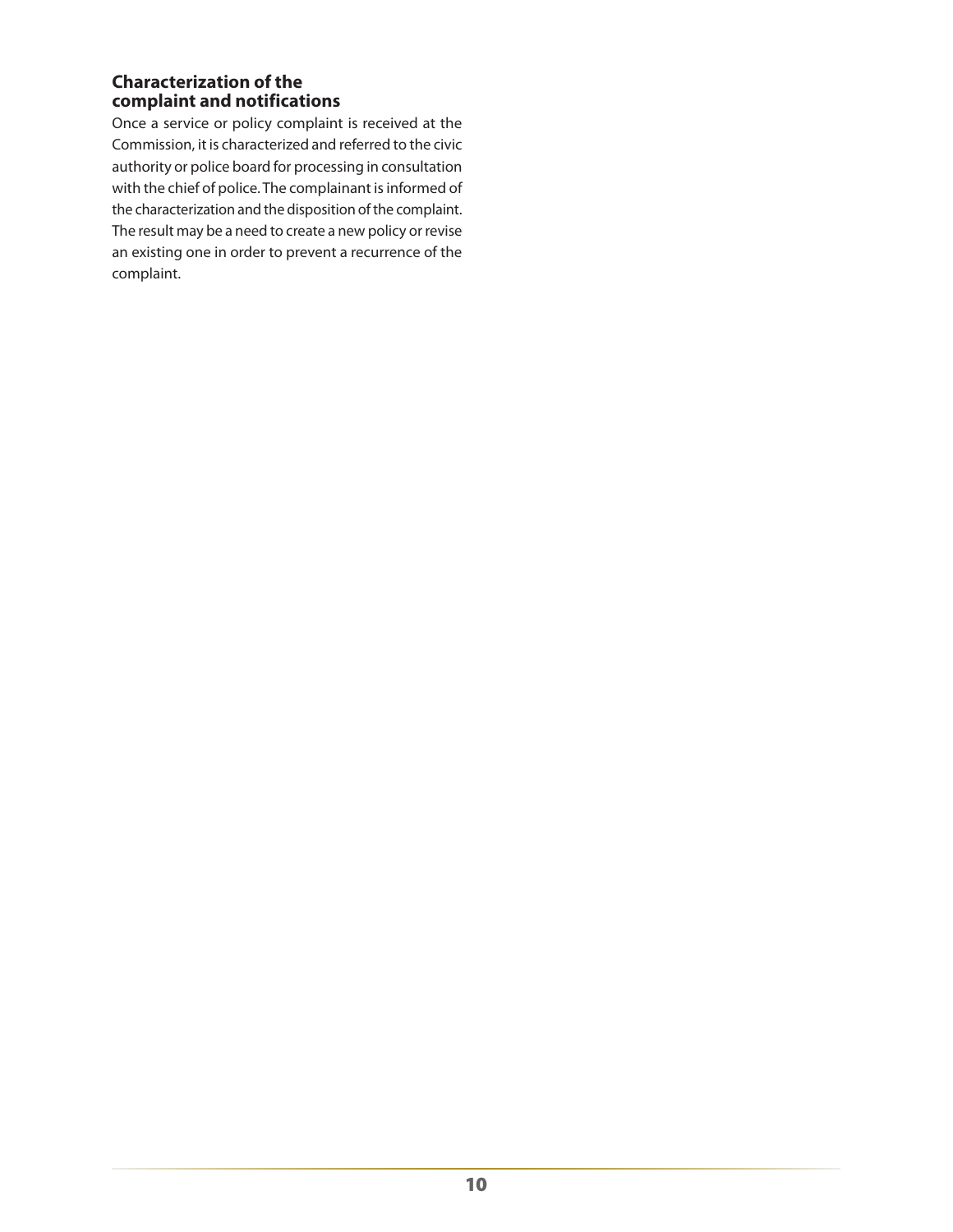### Characterization of the complaint and notifications

Once a service or policy complaint is received at the Commission, it is characterized and referred to the civic authority or police board for processing in consultation with the chief of police. The complainant is informed of the characterization and the disposition of the complaint. The result may be a need to create a new policy or revise an existing one in order to prevent a recurrence of the complaint.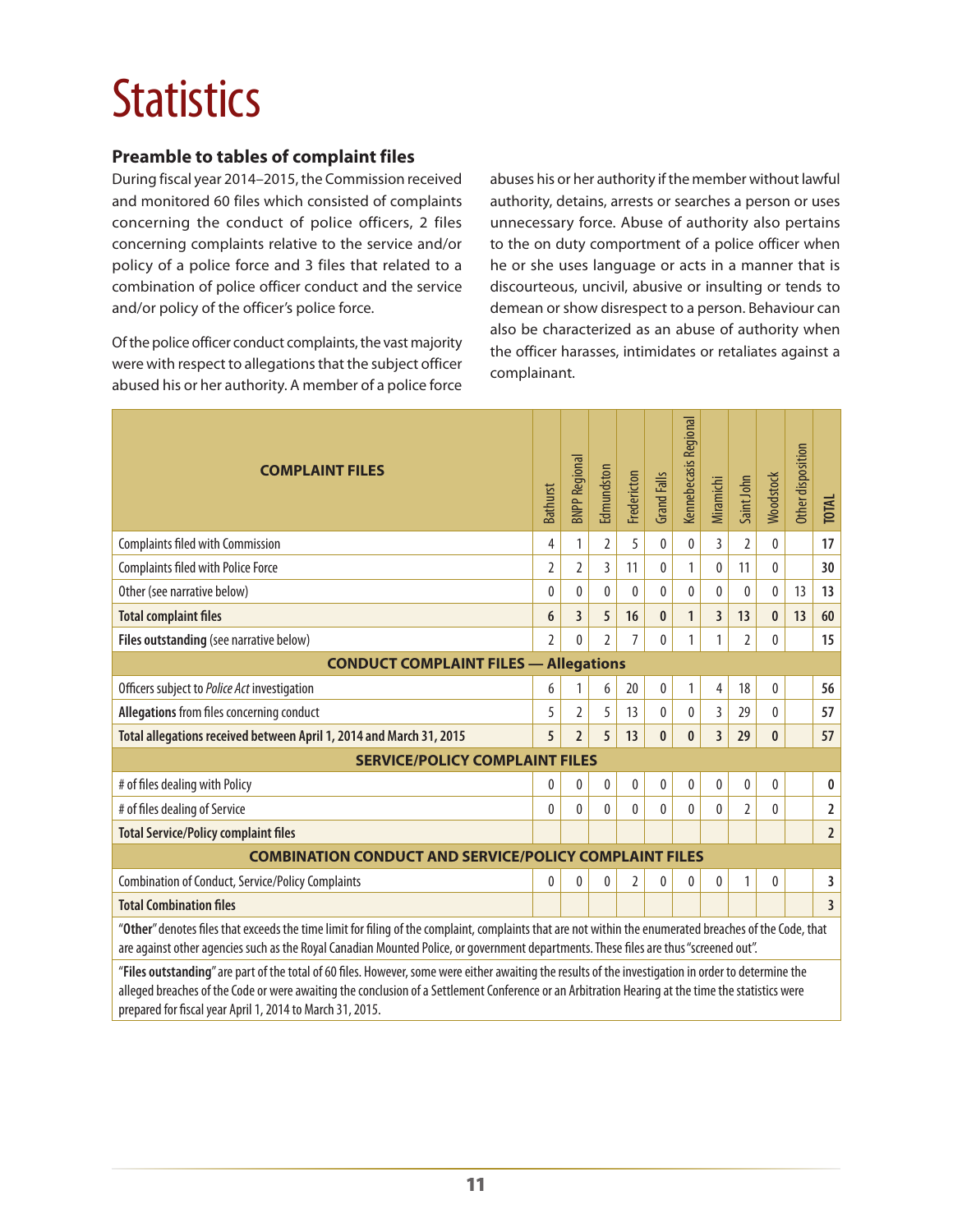# Statistics

### Preamble to tables of complaint files

During fiscal year 2014–2015, the Commission received and monitored 60 files which consisted of complaints concerning the conduct of police officers, 2 files concerning complaints relative to the service and/or policy of a police force and 3 files that related to a combination of police officer conduct and the service and/or policy of the officer's police force.

Of the police officer conduct complaints, the vast majority were with respect to allegations that the subject officer abused his or her authority. A member of a police force abuses his or her authority if the member without lawful authority, detains, arrests or searches a person or uses unnecessary force. Abuse of authority also pertains to the on duty comportment of a police officer when he or she uses language or acts in a manner that is discourteous, uncivil, abusive or insulting or tends to demean or show disrespect to a person. Behaviour can also be characterized as an abuse of authority when the officer harasses, intimidates or retaliates against a complainant.

| COMPLAINT FILES | Bathurst | BNPP Regional | Edmundston | Fredericton | Grand Falls | Kennebecasis Regional | Miramichi | Saint John | Woodstock | Other disposition | TOTAL |
|---|---|---|---|---|---|---|---|---|---|---|---|
| Complaints filed with Commission | 4 | 1 | 2 | 5 | 0 | 0 | 3 | 2 | 0 | | 17 |
| Complaints filed with Police Force | 2 | 2 | 3 | 11 | 0 | 1 | 0 | 11 | 0 | | 30 |
| Other (see narrative below) | 0 | 0 | 0 | 0 | 0 | 0 | 0 | 0 | 0 | 13 | 13 |
| **Total complaint files** | **6** | **3** | **5** | **16** | **0** | **1** | **3** | **13** | **0** | **13** | **60** |
| **Files outstanding** (see narrative below) | 2 | 0 | 2 | 7 | 0 | 1 | 1 | 2 | 0 | | 15 |
| **CONDUCT COMPLAINT FILES — Allegations** | | | | | | | | | | | |
| Officers subject to *Police Act* investigation | 6 | 1 | 6 | 20 | 0 | 1 | 4 | 18 | 0 | | 56 |
| **Allegations** from files concerning conduct | 5 | 2 | 5 | 13 | 0 | 0 | 3 | 29 | 0 | | 57 |
| **Total allegations received between April 1, 2014 and March 31, 2015** | **5** | **2** | **5** | **13** | **0** | **0** | **3** | **29** | **0** | | **57** |
| **SERVICE/POLICY COMPLAINT FILES** | | | | | | | | | | | |
| # of files dealing with Policy | 0 | 0 | 0 | 0 | 0 | 0 | 0 | 0 | 0 | | 0 |
| # of files dealing of Service | 0 | 0 | 0 | 0 | 0 | 0 | 0 | 2 | 0 | | 2 |
| **Total Service/Policy complaint files** | | | | | | | | | | | **2** |
| **COMBINATION CONDUCT AND SERVICE/POLICY COMPLAINT FILES** | | | | | | | | | | | |
| Combination of Conduct, Service/Policy Complaints | 0 | 0 | 0 | 2 | 0 | 0 | 0 | 1 | 0 | | 3 |
| **Total Combination files** | | | | | | | | | | | **3** |

"**Other**" denotes files that exceeds the time limit for filing of the complaint, complaints that are not within the enumerated breaches of the Code, that are against other agencies such as the Royal Canadian Mounted Police, or government departments. These files are thus "screened out".

"**Files outstanding**" are part of the total of 60 files. However, some were either awaiting the results of the investigation in order to determine the alleged breaches of the Code or were awaiting the conclusion of a Settlement Conference or an Arbitration Hearing at the time the statistics were prepared for fiscal year April 1, 2014 to March 31, 2015.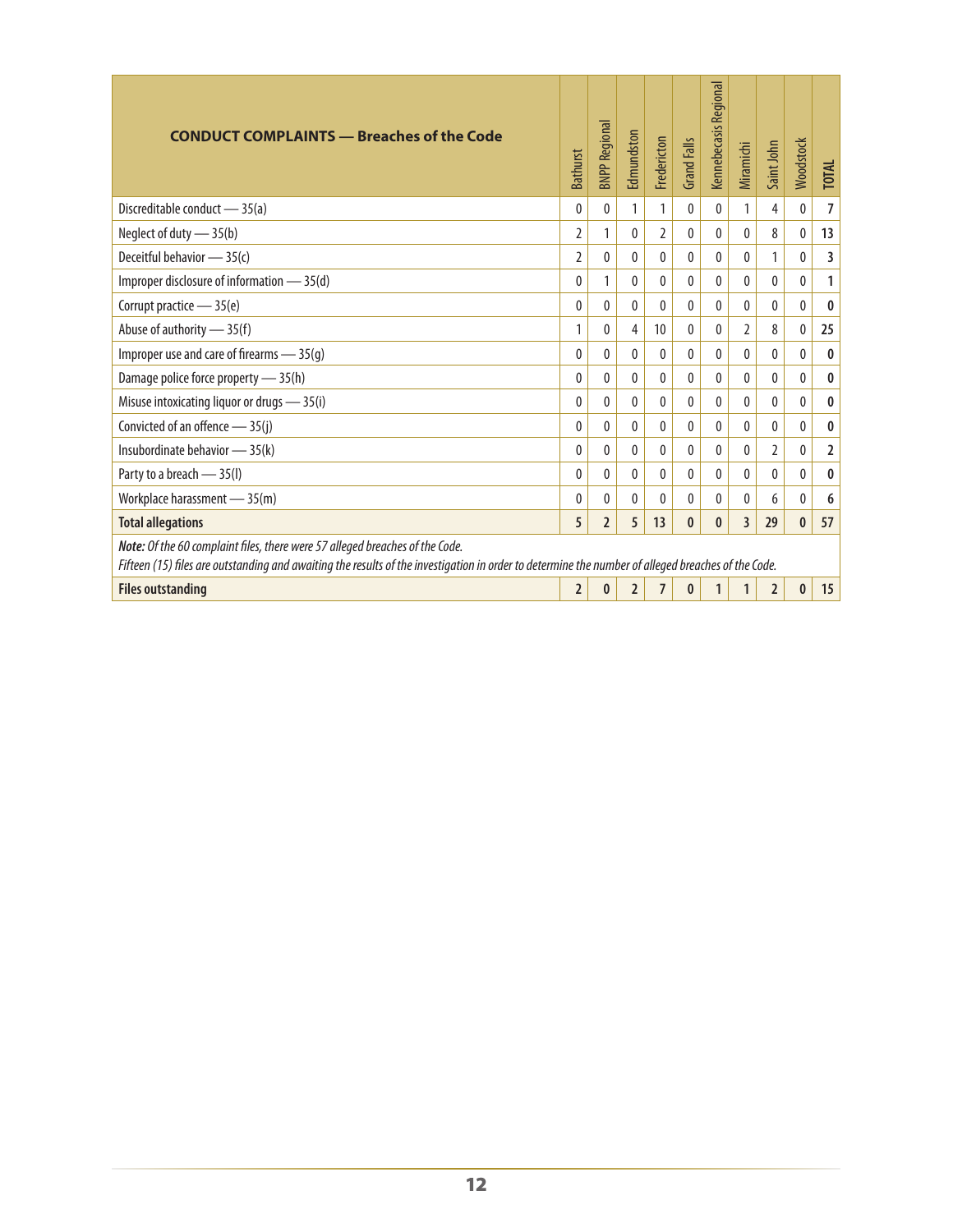| CONDUCT COMPLAINTS — Breaches of the Code | Bathurst | BNPP Regional | Edmundston | Fredericton | Grand Falls | Kennebecasis Regional | Miramichi | Saint John | Woodstock | TOTAL |
|---|---|---|---|---|---|---|---|---|---|---|
| Discreditable conduct — 35(a) | 0 | 0 | 1 | 1 | 0 | 0 | 1 | 4 | 0 | **7** |
| Neglect of duty — 35(b) | 2 | 1 | 0 | 2 | 0 | 0 | 0 | 8 | 0 | **13** |
| Deceitful behavior — 35(c) | 2 | 0 | 0 | 0 | 0 | 0 | 0 | 1 | 0 | **3** |
| Improper disclosure of information — 35(d) | 0 | 1 | 0 | 0 | 0 | 0 | 0 | 0 | 0 | **1** |
| Corrupt practice — 35(e) | 0 | 0 | 0 | 0 | 0 | 0 | 0 | 0 | 0 | **0** |
| Abuse of authority — 35(f) | 1 | 0 | 4 | 10 | 0 | 0 | 2 | 8 | 0 | **25** |
| Improper use and care of firearms — 35(g) | 0 | 0 | 0 | 0 | 0 | 0 | 0 | 0 | 0 | **0** |
| Damage police force property — 35(h) | 0 | 0 | 0 | 0 | 0 | 0 | 0 | 0 | 0 | **0** |
| Misuse intoxicating liquor or drugs — 35(i) | 0 | 0 | 0 | 0 | 0 | 0 | 0 | 0 | 0 | **0** |
| Convicted of an offence — 35(j) | 0 | 0 | 0 | 0 | 0 | 0 | 0 | 0 | 0 | **0** |
| Insubordinate behavior — 35(k) | 0 | 0 | 0 | 0 | 0 | 0 | 0 | 2 | 0 | **2** |
| Party to a breach — 35(l) | 0 | 0 | 0 | 0 | 0 | 0 | 0 | 0 | 0 | **0** |
| Workplace harassment — 35(m) | 0 | 0 | 0 | 0 | 0 | 0 | 0 | 6 | 0 | **6** |
| **Total allegations** | **5** | **2** | **5** | **13** | **0** | **0** | **3** | **29** | **0** | **57** |
| ***Note:*** *Of the 60 complaint files, there were 57 alleged breaches of the Code. Fifteen (15) files are outstanding and awaiting the results of the investigation in order to determine the number of alleged breaches of the Code.* | | | | | | | | | | |
| **Files outstanding** | **2** | **0** | **2** | **7** | **0** | **1** | **1** | **2** | **0** | **15** |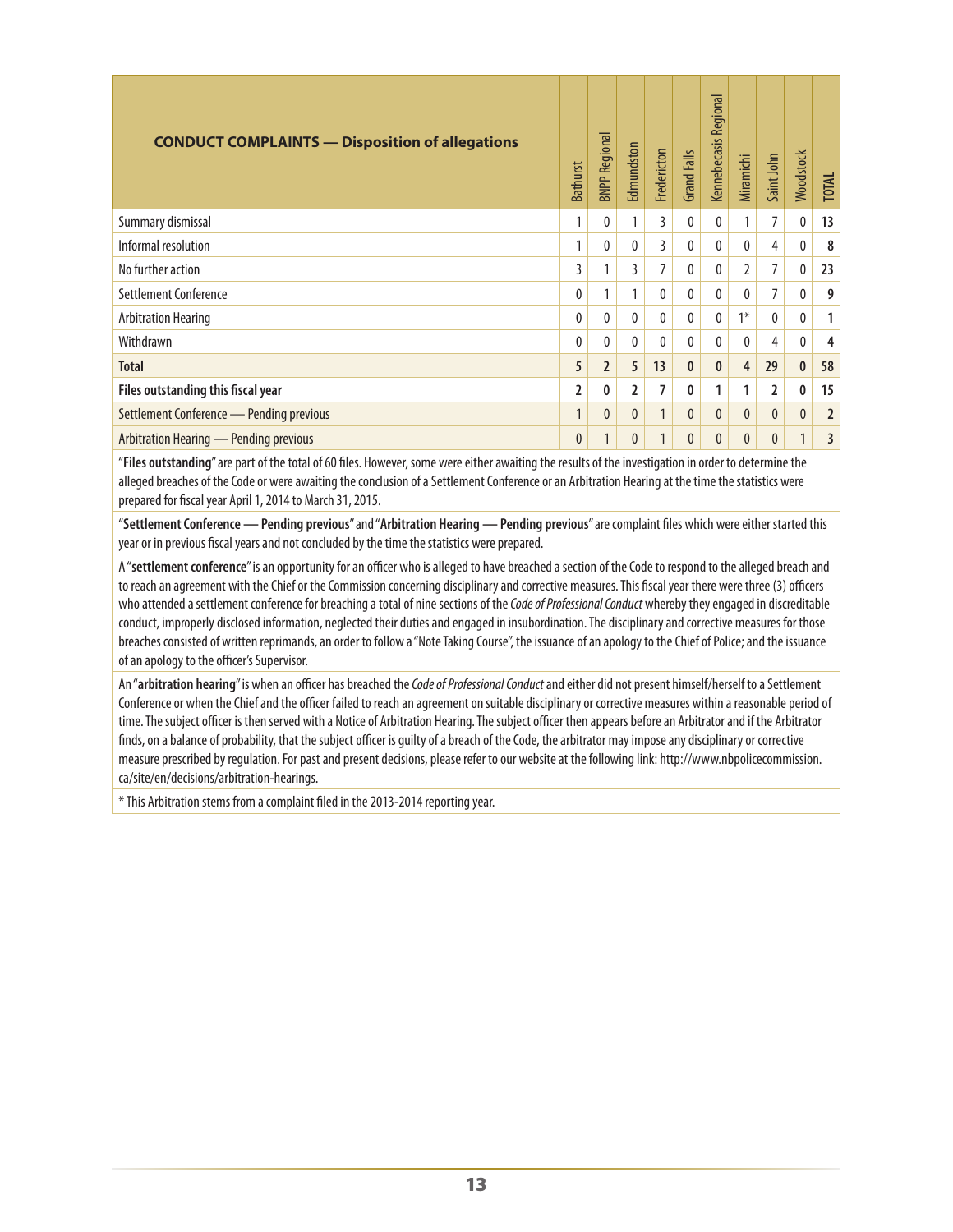| CONDUCT COMPLAINTS — Disposition of allegations | Bathurst | BNPP Regional | Edmundston | Fredericton | Grand Falls | Kennebecasis Regional | Miramichi | Saint John | Woodstock | TOTAL |
|---|---|---|---|---|---|---|---|---|---|---|
| Summary dismissal | 1 | 0 | 1 | 3 | 0 | 0 | 1 | 7 | 0 | **13** |
| Informal resolution | 1 | 0 | 0 | 3 | 0 | 0 | 0 | 4 | 0 | **8** |
| No further action | 3 | 1 | 3 | 7 | 0 | 0 | 2 | 7 | 0 | **23** |
| Settlement Conference | 0 | 1 | 1 | 0 | 0 | 0 | 0 | 7 | 0 | **9** |
| Arbitration Hearing | 0 | 0 | 0 | 0 | 0 | 0 | 1* | 0 | 0 | **1** |
| Withdrawn | 0 | 0 | 0 | 0 | 0 | 0 | 0 | 4 | 0 | **4** |
| **Total** | **5** | **2** | **5** | **13** | **0** | **0** | **4** | **29** | **0** | **58** |
| **Files outstanding this fiscal year** | **2** | **0** | **2** | **7** | **0** | **1** | **1** | **2** | **0** | **15** |
| Settlement Conference — Pending previous | 1 | 0 | 0 | 1 | 0 | 0 | 0 | 0 | 0 | **2** |
| Arbitration Hearing — Pending previous | 0 | 1 | 0 | 1 | 0 | 0 | 0 | 0 | 1 | **3** |

"**Files outstanding**" are part of the total of 60 files. However, some were either awaiting the results of the investigation in order to determine the alleged breaches of the Code or were awaiting the conclusion of a Settlement Conference or an Arbitration Hearing at the time the statistics were prepared for fiscal year April 1, 2014 to March 31, 2015.

"**Settlement Conference — Pending previous**" and "**Arbitration Hearing — Pending previous**" are complaint files which were either started this year or in previous fiscal years and not concluded by the time the statistics were prepared.

A "**settlement conference**" is an opportunity for an officer who is alleged to have breached a section of the Code to respond to the alleged breach and to reach an agreement with the Chief or the Commission concerning disciplinary and corrective measures. This fiscal year there were three (3) officers who attended a settlement conference for breaching a total of nine sections of the *Code of Professional Conduct* whereby they engaged in discreditable conduct, improperly disclosed information, neglected their duties and engaged in insubordination. The disciplinary and corrective measures for those breaches consisted of written reprimands, an order to follow a "Note Taking Course", the issuance of an apology to the Chief of Police; and the issuance of an apology to the officer's Supervisor.

An "**arbitration hearing**" is when an officer has breached the *Code of Professional Conduct* and either did not present himself/herself to a Settlement Conference or when the Chief and the officer failed to reach an agreement on suitable disciplinary or corrective measures within a reasonable period of time. The subject officer is then served with a Notice of Arbitration Hearing. The subject officer then appears before an Arbitrator and if the Arbitrator finds, on a balance of probability, that the subject officer is guilty of a breach of the Code, the arbitrator may impose any disciplinary or corrective measure prescribed by regulation. For past and present decisions, please refer to our website at the following link: http://www.nbpolicecommission.ca/site/en/decisions/arbitration-hearings.

* This Arbitration stems from a complaint filed in the 2013-2014 reporting year.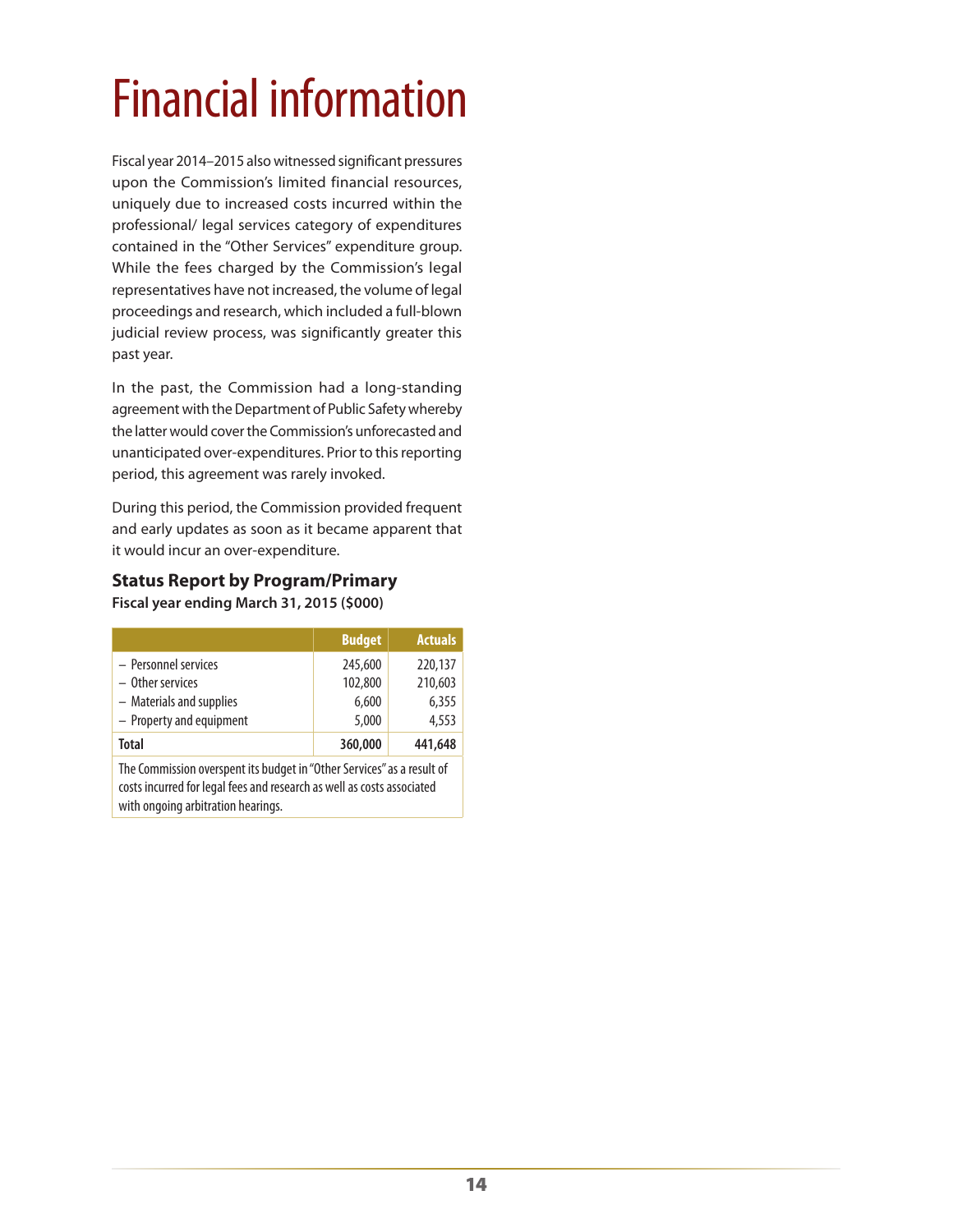# Financial information

Fiscal year 2014–2015 also witnessed significant pressures upon the Commission's limited financial resources, uniquely due to increased costs incurred within the professional/ legal services category of expenditures contained in the "Other Services" expenditure group. While the fees charged by the Commission's legal representatives have not increased, the volume of legal proceedings and research, which included a full-blown judicial review process, was significantly greater this past year.

In the past, the Commission had a long-standing agreement with the Department of Public Safety whereby the latter would cover the Commission's unforecasted and unanticipated over-expenditures. Prior to this reporting period, this agreement was rarely invoked.

During this period, the Commission provided frequent and early updates as soon as it became apparent that it would incur an over-expenditure.

### Status Report by Program/Primary

**Fiscal year ending March 31, 2015 ($000)**

| | Budget | Actuals |
|---|---|---|
| – Personnel services | 245,600 | 220,137 |
| – Other services | 102,800 | 210,603 |
| – Materials and supplies | 6,600 | 6,355 |
| – Property and equipment | 5,000 | 4,553 |
| **Total** | **360,000** | **441,648** |

The Commission overspent its budget in "Other Services" as a result of costs incurred for legal fees and research as well as costs associated with ongoing arbitration hearings.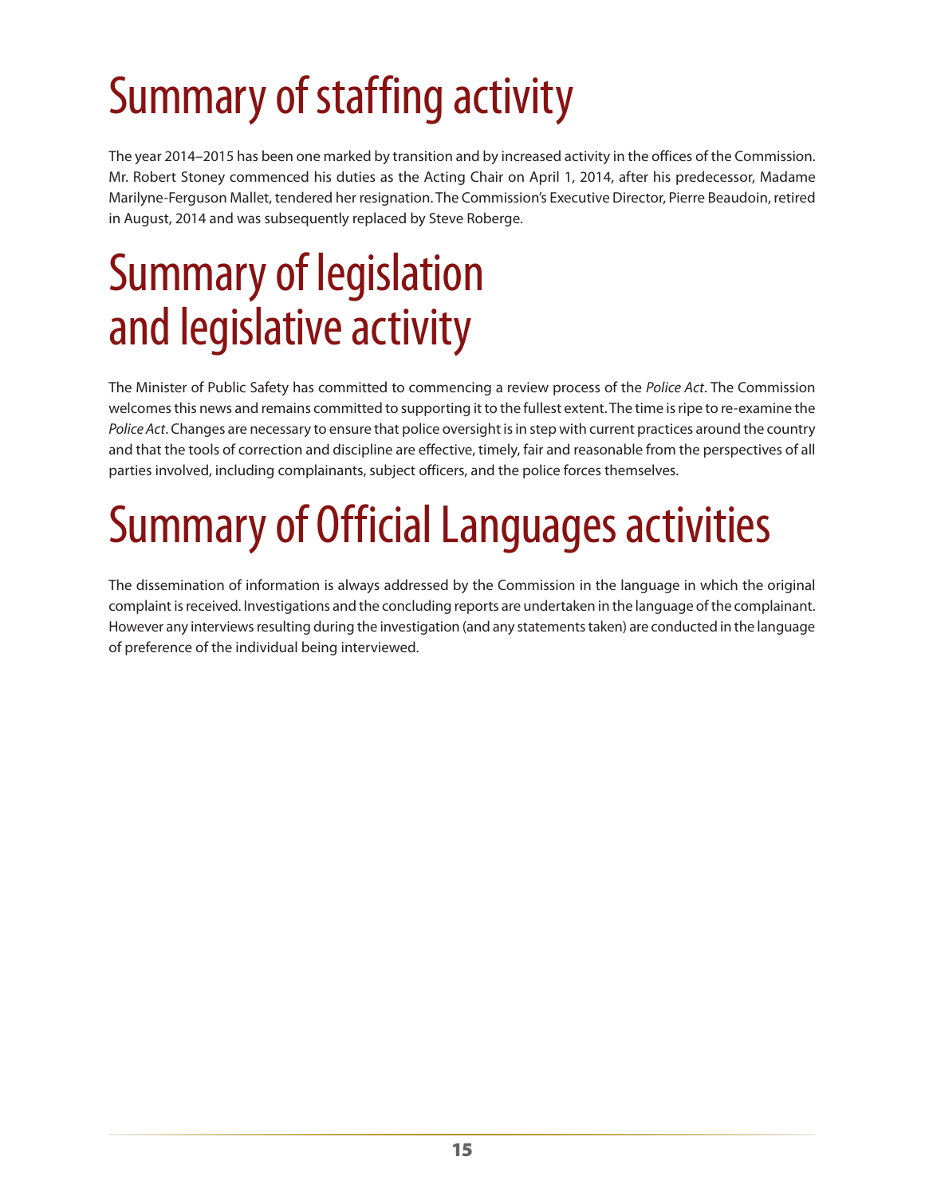# Summary of staffing activity

The year 2014–2015 has been one marked by transition and by increased activity in the offices of the Commission. Mr. Robert Stoney commenced his duties as the Acting Chair on April 1, 2014, after his predecessor, Madame Marilyne-Ferguson Mallet, tendered her resignation. The Commission's Executive Director, Pierre Beaudoin, retired in August, 2014 and was subsequently replaced by Steve Roberge.

# Summary of legislation and legislative activity

The Minister of Public Safety has committed to commencing a review process of the *Police Act*. The Commission welcomes this news and remains committed to supporting it to the fullest extent. The time is ripe to re-examine the *Police Act*. Changes are necessary to ensure that police oversight is in step with current practices around the country and that the tools of correction and discipline are effective, timely, fair and reasonable from the perspectives of all parties involved, including complainants, subject officers, and the police forces themselves.

# Summary of Official Languages activities

The dissemination of information is always addressed by the Commission in the language in which the original complaint is received. Investigations and the concluding reports are undertaken in the language of the complainant. However any interviews resulting during the investigation (and any statements taken) are conducted in the language of preference of the individual being interviewed.